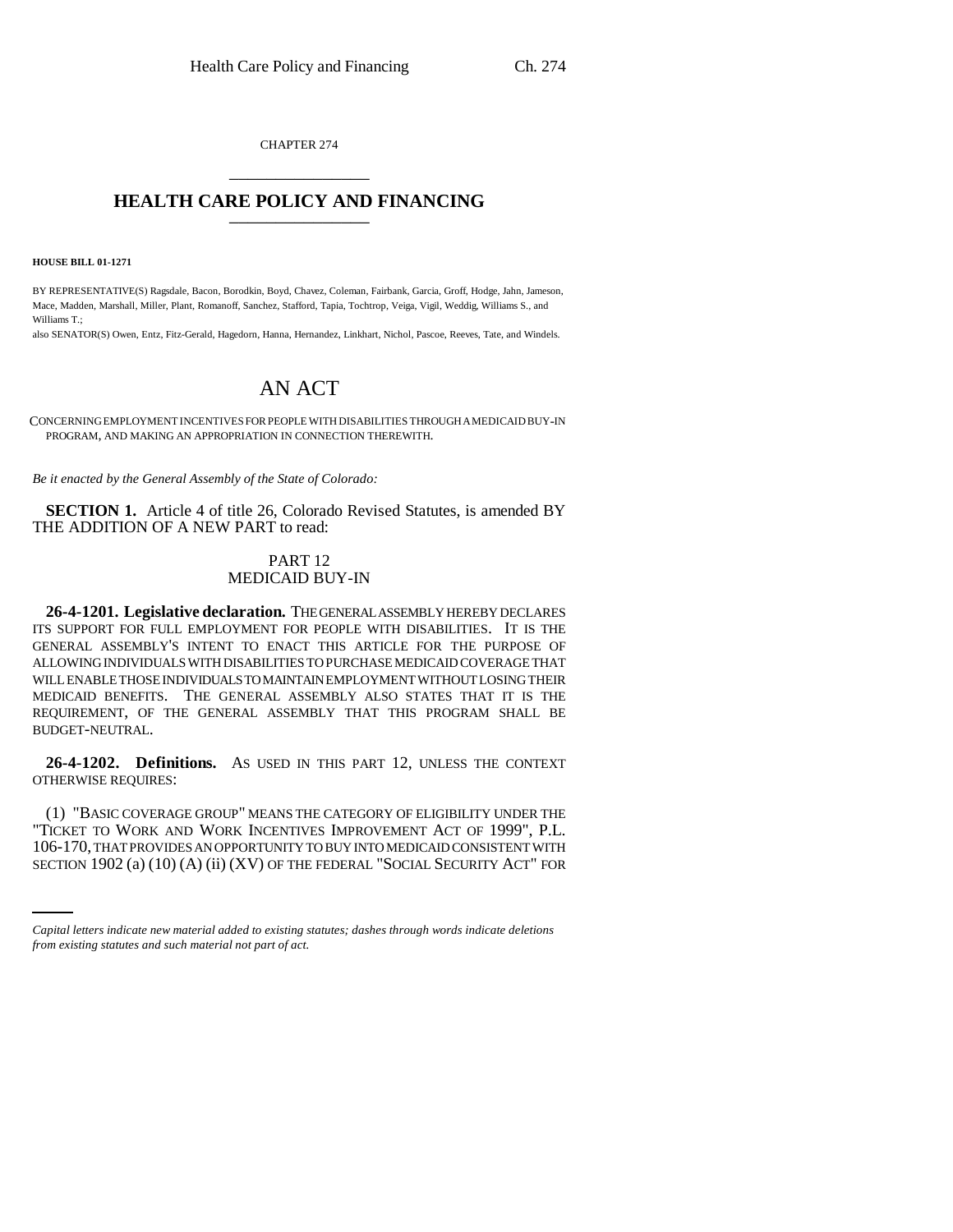CHAPTER 274

# HEALTH CARE POLICY AND FINANCING

**HOUSE BILL 01-1271**

BY REPRESENTATIVE(S) Ragsdale, Bacon, Borodkin, Boyd, Chavez, Coleman, Fairbank, Garcia, Groff, Hodge, Jahn, Jameson, Mace, Madden, Marshall, Miller, Plant, Romanoff, Sanchez, Stafford, Tapia, Tochtrop, Veiga, Vigil, Weddig, Williams S., and Williams T.;

also SENATOR(S) Owen, Entz, Fitz-Gerald, Hagedorn, Hanna, Hernandez, Linkhart, Nichol, Pascoe, Reeves, Tate, and Windels.

# AN ACT

CONCERNING EMPLOYMENT INCENTIVES FOR PEOPLE WITH DISABILITIES THROUGH A MEDICAID BUY-IN PROGRAM, AND MAKING AN APPROPRIATION IN CONNECTION THEREWITH.

*Be it enacted by the General Assembly of the State of Colorado:*

**SECTION 1.** Article 4 of title 26, Colorado Revised Statutes, is amended BY THE ADDITION OF A NEW PART to read:

## PART 12
## MEDICAID BUY-IN

**26-4-1201. Legislative declaration.** THE GENERAL ASSEMBLY HEREBY DECLARES ITS SUPPORT FOR FULL EMPLOYMENT FOR PEOPLE WITH DISABILITIES. IT IS THE GENERAL ASSEMBLY'S INTENT TO ENACT THIS ARTICLE FOR THE PURPOSE OF ALLOWING INDIVIDUALS WITH DISABILITIES TO PURCHASE MEDICAID COVERAGE THAT WILL ENABLE THOSE INDIVIDUALS TO MAINTAIN EMPLOYMENT WITHOUT LOSING THEIR MEDICAID BENEFITS. THE GENERAL ASSEMBLY ALSO STATES THAT IT IS THE REQUIREMENT, OF THE GENERAL ASSEMBLY THAT THIS PROGRAM SHALL BE BUDGET-NEUTRAL.

**26-4-1202. Definitions.** AS USED IN THIS PART 12, UNLESS THE CONTEXT OTHERWISE REQUIRES:

(1) "BASIC COVERAGE GROUP" MEANS THE CATEGORY OF ELIGIBILITY UNDER THE "TICKET TO WORK AND WORK INCENTIVES IMPROVEMENT ACT OF 1999", P.L. 106-170, THAT PROVIDES AN OPPORTUNITY TO BUY INTO MEDICAID CONSISTENT WITH SECTION 1902 (a) (10) (A) (ii) (XV) OF THE FEDERAL "SOCIAL SECURITY ACT" FOR

*Capital letters indicate new material added to existing statutes; dashes through words indicate deletions from existing statutes and such material not part of act.*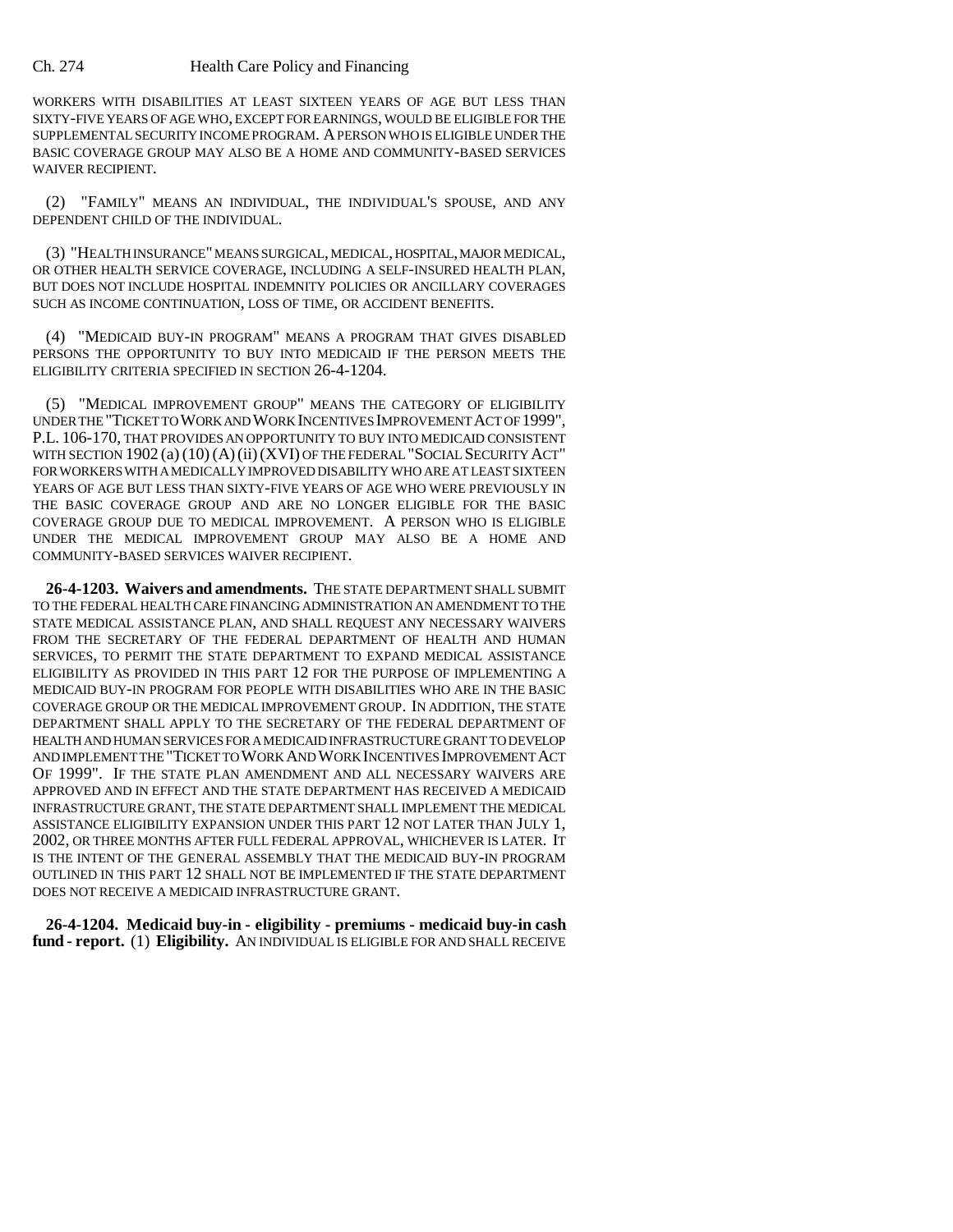WORKERS WITH DISABILITIES AT LEAST SIXTEEN YEARS OF AGE BUT LESS THAN SIXTY-FIVE YEARS OF AGE WHO, EXCEPT FOR EARNINGS, WOULD BE ELIGIBLE FOR THE SUPPLEMENTAL SECURITY INCOME PROGRAM. A PERSON WHO IS ELIGIBLE UNDER THE BASIC COVERAGE GROUP MAY ALSO BE A HOME AND COMMUNITY-BASED SERVICES WAIVER RECIPIENT.

(2) "FAMILY" MEANS AN INDIVIDUAL, THE INDIVIDUAL'S SPOUSE, AND ANY DEPENDENT CHILD OF THE INDIVIDUAL.

(3) "HEALTH INSURANCE" MEANS SURGICAL, MEDICAL, HOSPITAL, MAJOR MEDICAL, OR OTHER HEALTH SERVICE COVERAGE, INCLUDING A SELF-INSURED HEALTH PLAN, BUT DOES NOT INCLUDE HOSPITAL INDEMNITY POLICIES OR ANCILLARY COVERAGES SUCH AS INCOME CONTINUATION, LOSS OF TIME, OR ACCIDENT BENEFITS.

(4) "MEDICAID BUY-IN PROGRAM" MEANS A PROGRAM THAT GIVES DISABLED PERSONS THE OPPORTUNITY TO BUY INTO MEDICAID IF THE PERSON MEETS THE ELIGIBILITY CRITERIA SPECIFIED IN SECTION 26-4-1204.

(5) "MEDICAL IMPROVEMENT GROUP" MEANS THE CATEGORY OF ELIGIBILITY UNDER THE "TICKET TO WORK AND WORK INCENTIVES IMPROVEMENT ACT OF 1999", P.L. 106-170, THAT PROVIDES AN OPPORTUNITY TO BUY INTO MEDICAID CONSISTENT WITH SECTION 1902 (a) (10) (A) (ii) (XVI) OF THE FEDERAL "SOCIAL SECURITY ACT" FOR WORKERS WITH A MEDICALLY IMPROVED DISABILITY WHO ARE AT LEAST SIXTEEN YEARS OF AGE BUT LESS THAN SIXTY-FIVE YEARS OF AGE WHO WERE PREVIOUSLY IN THE BASIC COVERAGE GROUP AND ARE NO LONGER ELIGIBLE FOR THE BASIC COVERAGE GROUP DUE TO MEDICAL IMPROVEMENT. A PERSON WHO IS ELIGIBLE UNDER THE MEDICAL IMPROVEMENT GROUP MAY ALSO BE A HOME AND COMMUNITY-BASED SERVICES WAIVER RECIPIENT.

**26-4-1203. Waivers and amendments.** THE STATE DEPARTMENT SHALL SUBMIT TO THE FEDERAL HEALTH CARE FINANCING ADMINISTRATION AN AMENDMENT TO THE STATE MEDICAL ASSISTANCE PLAN, AND SHALL REQUEST ANY NECESSARY WAIVERS FROM THE SECRETARY OF THE FEDERAL DEPARTMENT OF HEALTH AND HUMAN SERVICES, TO PERMIT THE STATE DEPARTMENT TO EXPAND MEDICAL ASSISTANCE ELIGIBILITY AS PROVIDED IN THIS PART 12 FOR THE PURPOSE OF IMPLEMENTING A MEDICAID BUY-IN PROGRAM FOR PEOPLE WITH DISABILITIES WHO ARE IN THE BASIC COVERAGE GROUP OR THE MEDICAL IMPROVEMENT GROUP. IN ADDITION, THE STATE DEPARTMENT SHALL APPLY TO THE SECRETARY OF THE FEDERAL DEPARTMENT OF HEALTH AND HUMAN SERVICES FOR A MEDICAID INFRASTRUCTURE GRANT TO DEVELOP AND IMPLEMENT THE "TICKET TO WORK AND WORK INCENTIVES IMPROVEMENT ACT OF 1999". IF THE STATE PLAN AMENDMENT AND ALL NECESSARY WAIVERS ARE APPROVED AND IN EFFECT AND THE STATE DEPARTMENT HAS RECEIVED A MEDICAID INFRASTRUCTURE GRANT, THE STATE DEPARTMENT SHALL IMPLEMENT THE MEDICAL ASSISTANCE ELIGIBILITY EXPANSION UNDER THIS PART 12 NOT LATER THAN JULY 1, 2002, OR THREE MONTHS AFTER FULL FEDERAL APPROVAL, WHICHEVER IS LATER. IT IS THE INTENT OF THE GENERAL ASSEMBLY THAT THE MEDICAID BUY-IN PROGRAM OUTLINED IN THIS PART 12 SHALL NOT BE IMPLEMENTED IF THE STATE DEPARTMENT DOES NOT RECEIVE A MEDICAID INFRASTRUCTURE GRANT.

**26-4-1204. Medicaid buy-in - eligibility - premiums - medicaid buy-in cash fund - report.** (1) **Eligibility.** AN INDIVIDUAL IS ELIGIBLE FOR AND SHALL RECEIVE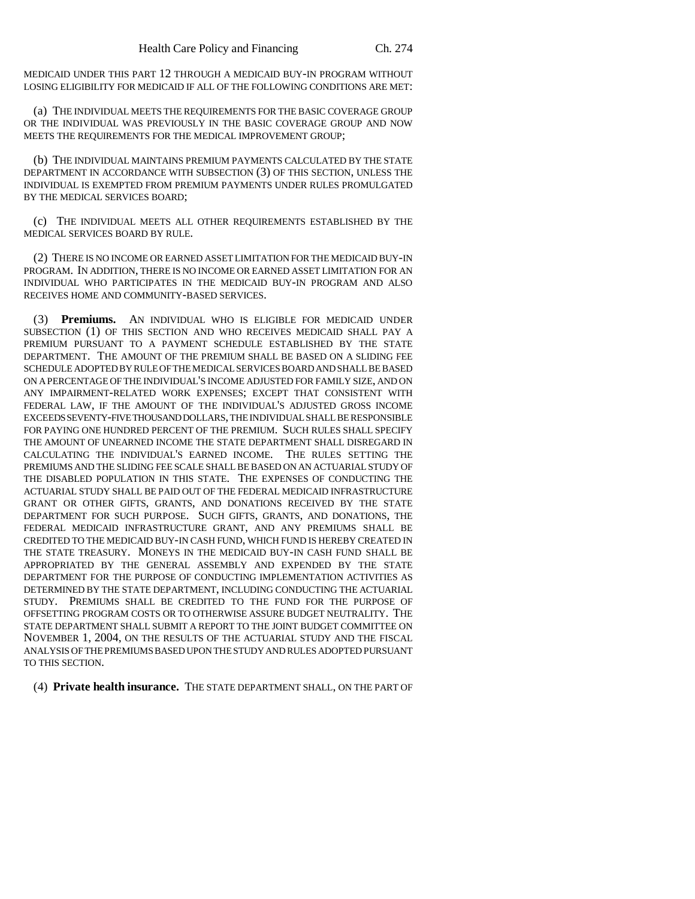MEDICAID UNDER THIS PART 12 THROUGH A MEDICAID BUY-IN PROGRAM WITHOUT LOSING ELIGIBILITY FOR MEDICAID IF ALL OF THE FOLLOWING CONDITIONS ARE MET:

(a) THE INDIVIDUAL MEETS THE REQUIREMENTS FOR THE BASIC COVERAGE GROUP OR THE INDIVIDUAL WAS PREVIOUSLY IN THE BASIC COVERAGE GROUP AND NOW MEETS THE REQUIREMENTS FOR THE MEDICAL IMPROVEMENT GROUP;

(b) THE INDIVIDUAL MAINTAINS PREMIUM PAYMENTS CALCULATED BY THE STATE DEPARTMENT IN ACCORDANCE WITH SUBSECTION (3) OF THIS SECTION, UNLESS THE INDIVIDUAL IS EXEMPTED FROM PREMIUM PAYMENTS UNDER RULES PROMULGATED BY THE MEDICAL SERVICES BOARD;

(c) THE INDIVIDUAL MEETS ALL OTHER REQUIREMENTS ESTABLISHED BY THE MEDICAL SERVICES BOARD BY RULE.

(2) THERE IS NO INCOME OR EARNED ASSET LIMITATION FOR THE MEDICAID BUY-IN PROGRAM. IN ADDITION, THERE IS NO INCOME OR EARNED ASSET LIMITATION FOR AN INDIVIDUAL WHO PARTICIPATES IN THE MEDICAID BUY-IN PROGRAM AND ALSO RECEIVES HOME AND COMMUNITY-BASED SERVICES.

(3) **Premiums.** AN INDIVIDUAL WHO IS ELIGIBLE FOR MEDICAID UNDER SUBSECTION (1) OF THIS SECTION AND WHO RECEIVES MEDICAID SHALL PAY A PREMIUM PURSUANT TO A PAYMENT SCHEDULE ESTABLISHED BY THE STATE DEPARTMENT. THE AMOUNT OF THE PREMIUM SHALL BE BASED ON A SLIDING FEE SCHEDULE ADOPTED BY RULE OF THE MEDICAL SERVICES BOARD AND SHALL BE BASED ON A PERCENTAGE OF THE INDIVIDUAL'S INCOME ADJUSTED FOR FAMILY SIZE, AND ON ANY IMPAIRMENT-RELATED WORK EXPENSES; EXCEPT THAT CONSISTENT WITH FEDERAL LAW, IF THE AMOUNT OF THE INDIVIDUAL'S ADJUSTED GROSS INCOME EXCEEDS SEVENTY-FIVE THOUSAND DOLLARS, THE INDIVIDUAL SHALL BE RESPONSIBLE FOR PAYING ONE HUNDRED PERCENT OF THE PREMIUM. SUCH RULES SHALL SPECIFY THE AMOUNT OF UNEARNED INCOME THE STATE DEPARTMENT SHALL DISREGARD IN CALCULATING THE INDIVIDUAL'S EARNED INCOME. THE RULES SETTING THE PREMIUMS AND THE SLIDING FEE SCALE SHALL BE BASED ON AN ACTUARIAL STUDY OF THE DISABLED POPULATION IN THIS STATE. THE EXPENSES OF CONDUCTING THE ACTUARIAL STUDY SHALL BE PAID OUT OF THE FEDERAL MEDICAID INFRASTRUCTURE GRANT OR OTHER GIFTS, GRANTS, AND DONATIONS RECEIVED BY THE STATE DEPARTMENT FOR SUCH PURPOSE. SUCH GIFTS, GRANTS, AND DONATIONS, THE FEDERAL MEDICAID INFRASTRUCTURE GRANT, AND ANY PREMIUMS SHALL BE CREDITED TO THE MEDICAID BUY-IN CASH FUND, WHICH FUND IS HEREBY CREATED IN THE STATE TREASURY. MONEYS IN THE MEDICAID BUY-IN CASH FUND SHALL BE APPROPRIATED BY THE GENERAL ASSEMBLY AND EXPENDED BY THE STATE DEPARTMENT FOR THE PURPOSE OF CONDUCTING IMPLEMENTATION ACTIVITIES AS DETERMINED BY THE STATE DEPARTMENT, INCLUDING CONDUCTING THE ACTUARIAL STUDY. PREMIUMS SHALL BE CREDITED TO THE FUND FOR THE PURPOSE OF OFFSETTING PROGRAM COSTS OR TO OTHERWISE ASSURE BUDGET NEUTRALITY. THE STATE DEPARTMENT SHALL SUBMIT A REPORT TO THE JOINT BUDGET COMMITTEE ON NOVEMBER 1, 2004, ON THE RESULTS OF THE ACTUARIAL STUDY AND THE FISCAL ANALYSIS OF THE PREMIUMS BASED UPON THE STUDY AND RULES ADOPTED PURSUANT TO THIS SECTION.

(4) **Private health insurance.** THE STATE DEPARTMENT SHALL, ON THE PART OF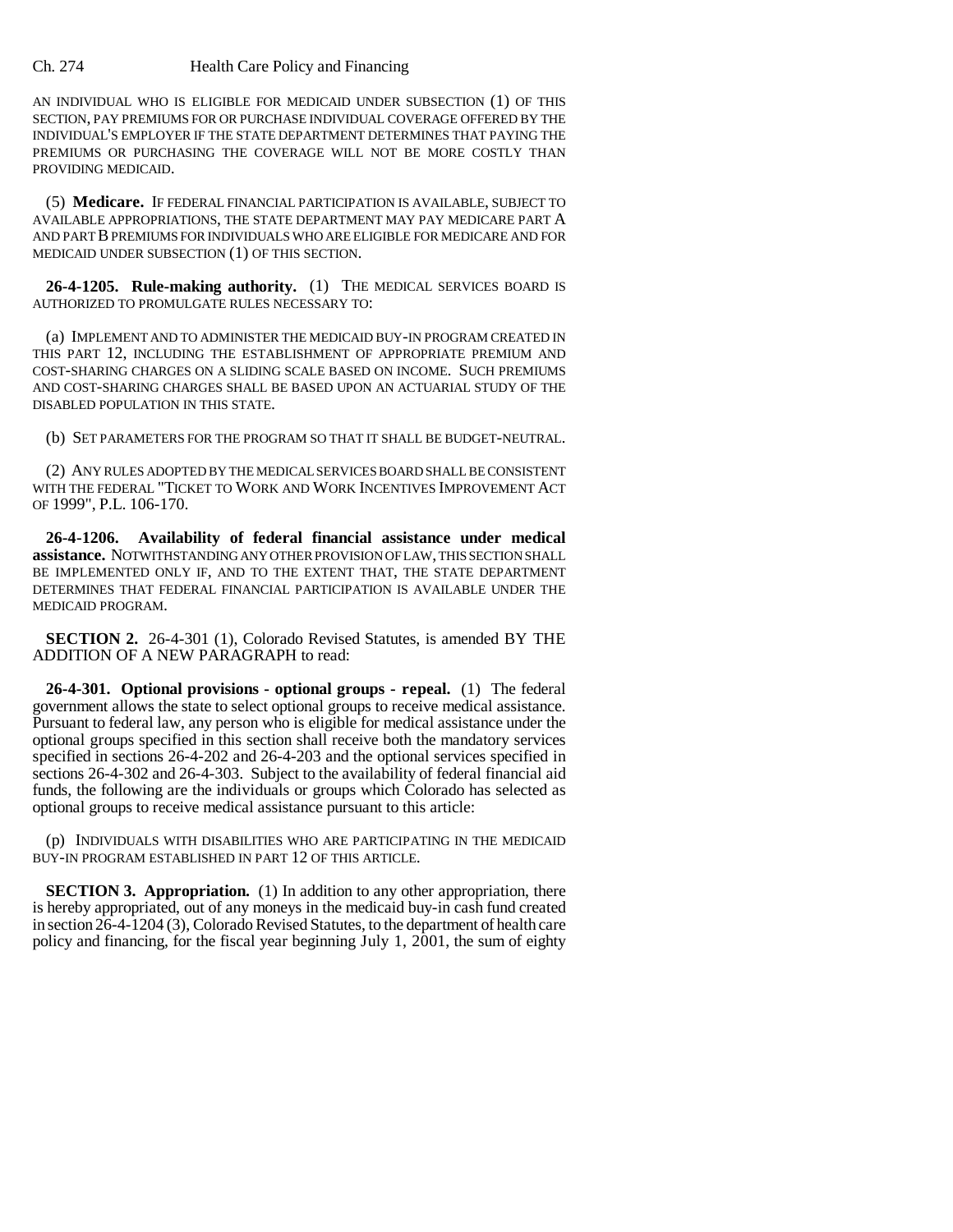AN INDIVIDUAL WHO IS ELIGIBLE FOR MEDICAID UNDER SUBSECTION (1) OF THIS SECTION, PAY PREMIUMS FOR OR PURCHASE INDIVIDUAL COVERAGE OFFERED BY THE INDIVIDUAL'S EMPLOYER IF THE STATE DEPARTMENT DETERMINES THAT PAYING THE PREMIUMS OR PURCHASING THE COVERAGE WILL NOT BE MORE COSTLY THAN PROVIDING MEDICAID.

(5) **Medicare.** IF FEDERAL FINANCIAL PARTICIPATION IS AVAILABLE, SUBJECT TO AVAILABLE APPROPRIATIONS, THE STATE DEPARTMENT MAY PAY MEDICARE PART A AND PART B PREMIUMS FOR INDIVIDUALS WHO ARE ELIGIBLE FOR MEDICARE AND FOR MEDICAID UNDER SUBSECTION (1) OF THIS SECTION.

**26-4-1205. Rule-making authority.** (1) THE MEDICAL SERVICES BOARD IS AUTHORIZED TO PROMULGATE RULES NECESSARY TO:

(a) IMPLEMENT AND TO ADMINISTER THE MEDICAID BUY-IN PROGRAM CREATED IN THIS PART 12, INCLUDING THE ESTABLISHMENT OF APPROPRIATE PREMIUM AND COST-SHARING CHARGES ON A SLIDING SCALE BASED ON INCOME. SUCH PREMIUMS AND COST-SHARING CHARGES SHALL BE BASED UPON AN ACTUARIAL STUDY OF THE DISABLED POPULATION IN THIS STATE.

(b) SET PARAMETERS FOR THE PROGRAM SO THAT IT SHALL BE BUDGET-NEUTRAL.

(2) ANY RULES ADOPTED BY THE MEDICAL SERVICES BOARD SHALL BE CONSISTENT WITH THE FEDERAL "TICKET TO WORK AND WORK INCENTIVES IMPROVEMENT ACT OF 1999", P.L. 106-170.

**26-4-1206. Availability of federal financial assistance under medical assistance.** NOTWITHSTANDING ANY OTHER PROVISION OF LAW, THIS SECTION SHALL BE IMPLEMENTED ONLY IF, AND TO THE EXTENT THAT, THE STATE DEPARTMENT DETERMINES THAT FEDERAL FINANCIAL PARTICIPATION IS AVAILABLE UNDER THE MEDICAID PROGRAM.

**SECTION 2.** 26-4-301 (1), Colorado Revised Statutes, is amended BY THE ADDITION OF A NEW PARAGRAPH to read:

**26-4-301. Optional provisions - optional groups - repeal.** (1) The federal government allows the state to select optional groups to receive medical assistance. Pursuant to federal law, any person who is eligible for medical assistance under the optional groups specified in this section shall receive both the mandatory services specified in sections 26-4-202 and 26-4-203 and the optional services specified in sections 26-4-302 and 26-4-303. Subject to the availability of federal financial aid funds, the following are the individuals or groups which Colorado has selected as optional groups to receive medical assistance pursuant to this article:

(p) INDIVIDUALS WITH DISABILITIES WHO ARE PARTICIPATING IN THE MEDICAID BUY-IN PROGRAM ESTABLISHED IN PART 12 OF THIS ARTICLE.

**SECTION 3. Appropriation.** (1) In addition to any other appropriation, there is hereby appropriated, out of any moneys in the medicaid buy-in cash fund created in section 26-4-1204 (3), Colorado Revised Statutes, to the department of health care policy and financing, for the fiscal year beginning July 1, 2001, the sum of eighty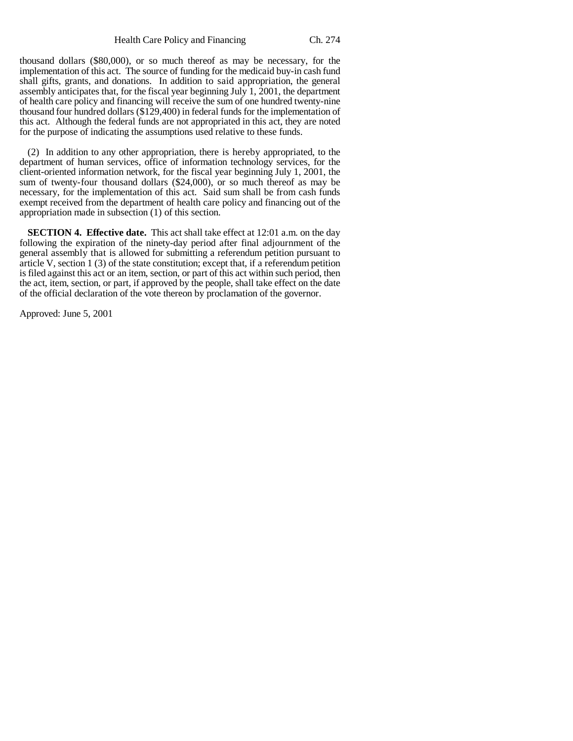thousand dollars ($80,000), or so much thereof as may be necessary, for the implementation of this act. The source of funding for the medicaid buy-in cash fund shall gifts, grants, and donations. In addition to said appropriation, the general assembly anticipates that, for the fiscal year beginning July 1, 2001, the department of health care policy and financing will receive the sum of one hundred twenty-nine thousand four hundred dollars ($129,400) in federal funds for the implementation of this act. Although the federal funds are not appropriated in this act, they are noted for the purpose of indicating the assumptions used relative to these funds.

(2) In addition to any other appropriation, there is hereby appropriated, to the department of human services, office of information technology services, for the client-oriented information network, for the fiscal year beginning July 1, 2001, the sum of twenty-four thousand dollars ($24,000), or so much thereof as may be necessary, for the implementation of this act. Said sum shall be from cash funds exempt received from the department of health care policy and financing out of the appropriation made in subsection (1) of this section.

**SECTION 4. Effective date.** This act shall take effect at 12:01 a.m. on the day following the expiration of the ninety-day period after final adjournment of the general assembly that is allowed for submitting a referendum petition pursuant to article V, section 1 (3) of the state constitution; except that, if a referendum petition is filed against this act or an item, section, or part of this act within such period, then the act, item, section, or part, if approved by the people, shall take effect on the date of the official declaration of the vote thereon by proclamation of the governor.

Approved: June 5, 2001